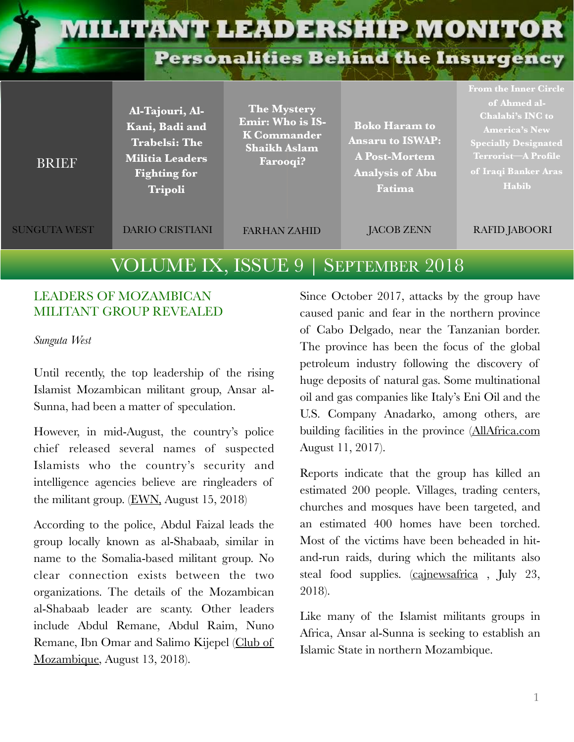# MILITANT LEADERSHIP MONITOR

## Personalities Behind the Insurgency

| BRIEF | Al-Tajouri, Al-Kani, Badi and Trabelsi: The Militia Leaders Fighting for Tripoli | The Mystery Emir: Who is IS-K Commander Shaikh Aslam Farooqi? | Boko Haram to Ansaru to ISWAP: A Post-Mortem Analysis of Abu Fatima | From the Inner Circle of Ahmed al-Chalabi's INC to America's New Specially Designated Terrorist—A Profile of Iraqi Banker Aras Habib |
|---|---|---|---|---|
| SUNGUTA WEST | DARIO CRISTIANI | FARHAN ZAHID | JACOB ZENN | RAFID JABOORI |

VOLUME IX, ISSUE 9 | SEPTEMBER 2018

## LEADERS OF MOZAMBICAN MILITANT GROUP REVEALED

*Sunguta West*

Until recently, the top leadership of the rising Islamist Mozambican militant group, Ansar al-Sunna, had been a matter of speculation.

However, in mid-August, the country's police chief released several names of suspected Islamists who the country's security and intelligence agencies believe are ringleaders of the militant group. (EWN, August 15, 2018)

According to the police, Abdul Faizal leads the group locally known as al-Shabaab, similar in name to the Somalia-based militant group. No clear connection exists between the two organizations. The details of the Mozambican al-Shabaab leader are scanty. Other leaders include Abdul Remane, Abdul Raim, Nuno Remane, Ibn Omar and Salimo Kijepel (Club of Mozambique, August 13, 2018).

Since October 2017, attacks by the group have caused panic and fear in the northern province of Cabo Delgado, near the Tanzanian border. The province has been the focus of the global petroleum industry following the discovery of huge deposits of natural gas. Some multinational oil and gas companies like Italy's Eni Oil and the U.S. Company Anadarko, among others, are building facilities in the province (AllAfrica.com August 11, 2017).

Reports indicate that the group has killed an estimated 200 people. Villages, trading centers, churches and mosques have been targeted, and an estimated 400 homes have been torched. Most of the victims have been beheaded in hit-and-run raids, during which the militants also steal food supplies. (cajnewsafrica , July 23, 2018).

Like many of the Islamist militants groups in Africa, Ansar al-Sunna is seeking to establish an Islamic State in northern Mozambique.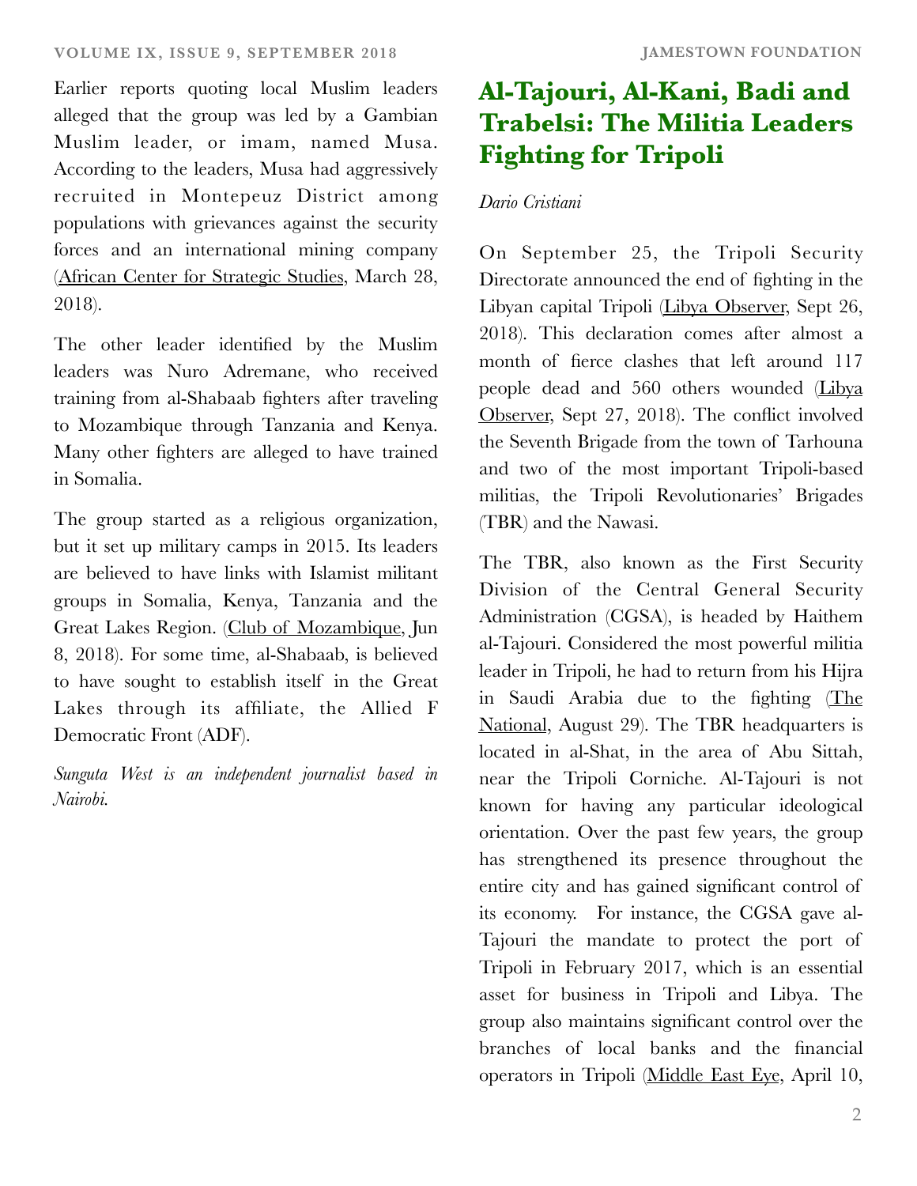Earlier reports quoting local Muslim leaders alleged that the group was led by a Gambian Muslim leader, or imam, named Musa. According to the leaders, Musa had aggressively recruited in Montepeuz District among populations with grievances against the security forces and an international mining company (African Center for Strategic Studies, March 28, 2018).

The other leader identified by the Muslim leaders was Nuro Adremane, who received training from al-Shabaab fighters after traveling to Mozambique through Tanzania and Kenya. Many other fighters are alleged to have trained in Somalia.

The group started as a religious organization, but it set up military camps in 2015. Its leaders are believed to have links with Islamist militant groups in Somalia, Kenya, Tanzania and the Great Lakes Region. (Club of Mozambique, Jun 8, 2018). For some time, al-Shabaab, is believed to have sought to establish itself in the Great Lakes through its affiliate, the Allied F Democratic Front (ADF).

*Sunguta West is an independent journalist based in Nairobi.*

# Al-Tajouri, Al-Kani, Badi and Trabelsi: The Militia Leaders Fighting for Tripoli

*Dario Cristiani*

On September 25, the Tripoli Security Directorate announced the end of fighting in the Libyan capital Tripoli (Libya Observer, Sept 26, 2018). This declaration comes after almost a month of fierce clashes that left around 117 people dead and 560 others wounded (Libya Observer, Sept 27, 2018). The conflict involved the Seventh Brigade from the town of Tarhouna and two of the most important Tripoli-based militias, the Tripoli Revolutionaries' Brigades (TBR) and the Nawasi.

The TBR, also known as the First Security Division of the Central General Security Administration (CGSA), is headed by Haithem al-Tajouri. Considered the most powerful militia leader in Tripoli, he had to return from his Hijra in Saudi Arabia due to the fighting (The National, August 29). The TBR headquarters is located in al-Shat, in the area of Abu Sittah, near the Tripoli Corniche. Al-Tajouri is not known for having any particular ideological orientation. Over the past few years, the group has strengthened its presence throughout the entire city and has gained significant control of its economy. For instance, the CGSA gave al-Tajouri the mandate to protect the port of Tripoli in February 2017, which is an essential asset for business in Tripoli and Libya. The group also maintains significant control over the branches of local banks and the financial operators in Tripoli (Middle East Eye, April 10,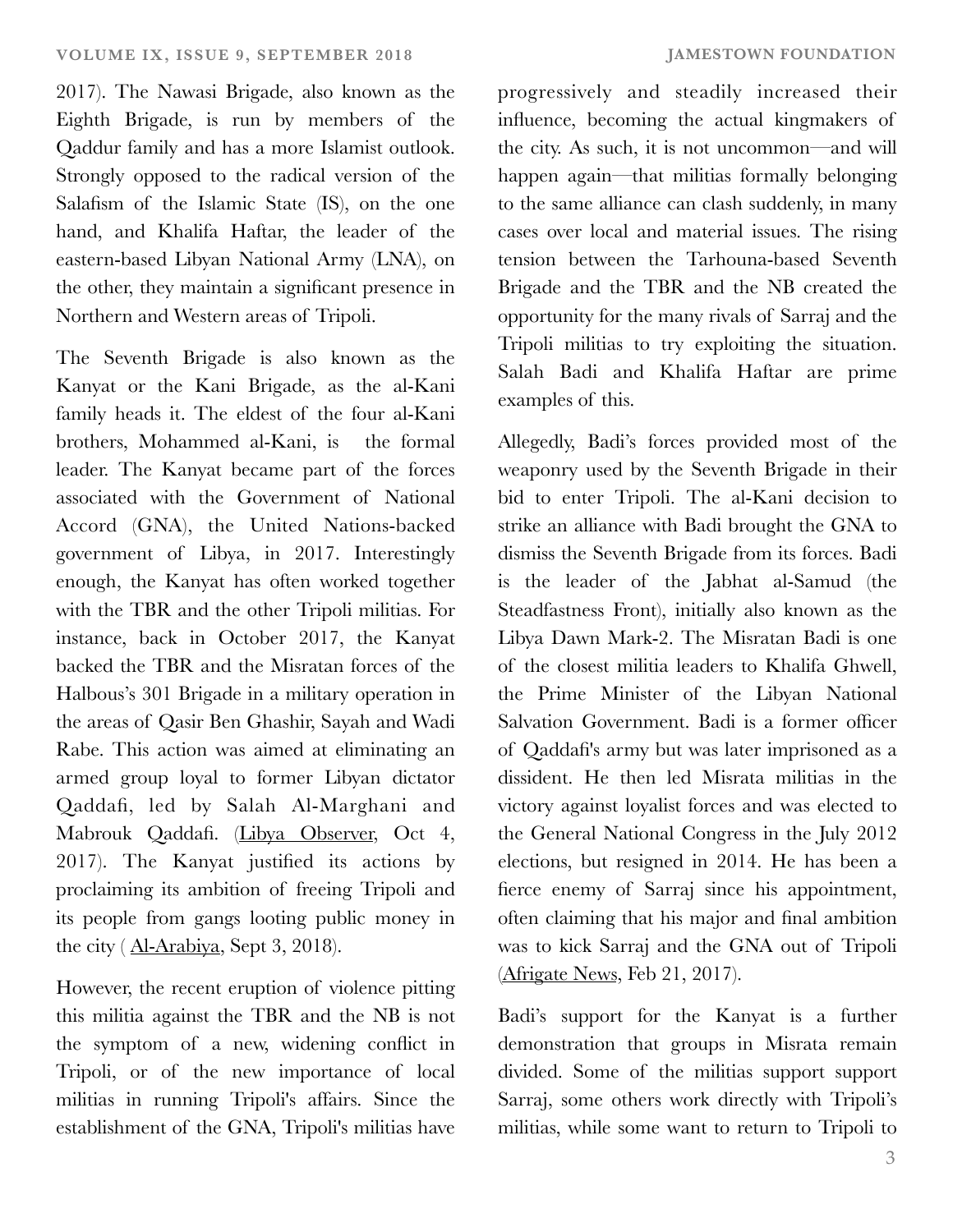2017). The Nawasi Brigade, also known as the Eighth Brigade, is run by members of the Qaddur family and has a more Islamist outlook. Strongly opposed to the radical version of the Salafism of the Islamic State (IS), on the one hand, and Khalifa Haftar, the leader of the eastern-based Libyan National Army (LNA), on the other, they maintain a significant presence in Northern and Western areas of Tripoli.

The Seventh Brigade is also known as the Kanyat or the Kani Brigade, as the al-Kani family heads it. The eldest of the four al-Kani brothers, Mohammed al-Kani, is the formal leader. The Kanyat became part of the forces associated with the Government of National Accord (GNA), the United Nations-backed government of Libya, in 2017. Interestingly enough, the Kanyat has often worked together with the TBR and the other Tripoli militias. For instance, back in October 2017, the Kanyat backed the TBR and the Misratan forces of the Halbous's 301 Brigade in a military operation in the areas of Qasir Ben Ghashir, Sayah and Wadi Rabe. This action was aimed at eliminating an armed group loyal to former Libyan dictator Qaddafi, led by Salah Al-Marghani and Mabrouk Qaddafi. (Libya Observer, Oct 4, 2017). The Kanyat justified its actions by proclaiming its ambition of freeing Tripoli and its people from gangs looting public money in the city ( Al-Arabiya, Sept 3, 2018).

However, the recent eruption of violence pitting this militia against the TBR and the NB is not the symptom of a new, widening conflict in Tripoli, or of the new importance of local militias in running Tripoli's affairs. Since the establishment of the GNA, Tripoli's militias have progressively and steadily increased their influence, becoming the actual kingmakers of the city. As such, it is not uncommon—and will happen again—that militias formally belonging to the same alliance can clash suddenly, in many cases over local and material issues. The rising tension between the Tarhouna-based Seventh Brigade and the TBR and the NB created the opportunity for the many rivals of Sarraj and the Tripoli militias to try exploiting the situation. Salah Badi and Khalifa Haftar are prime examples of this.

Allegedly, Badi's forces provided most of the weaponry used by the Seventh Brigade in their bid to enter Tripoli. The al-Kani decision to strike an alliance with Badi brought the GNA to dismiss the Seventh Brigade from its forces. Badi is the leader of the Jabhat al-Samud (the Steadfastness Front), initially also known as the Libya Dawn Mark-2. The Misratan Badi is one of the closest militia leaders to Khalifa Ghwell, the Prime Minister of the Libyan National Salvation Government. Badi is a former officer of Qaddafi's army but was later imprisoned as a dissident. He then led Misrata militias in the victory against loyalist forces and was elected to the General National Congress in the July 2012 elections, but resigned in 2014. He has been a fierce enemy of Sarraj since his appointment, often claiming that his major and final ambition was to kick Sarraj and the GNA out of Tripoli (Afrigate News, Feb 21, 2017).

Badi's support for the Kanyat is a further demonstration that groups in Misrata remain divided. Some of the militias support support Sarraj, some others work directly with Tripoli's militias, while some want to return to Tripoli to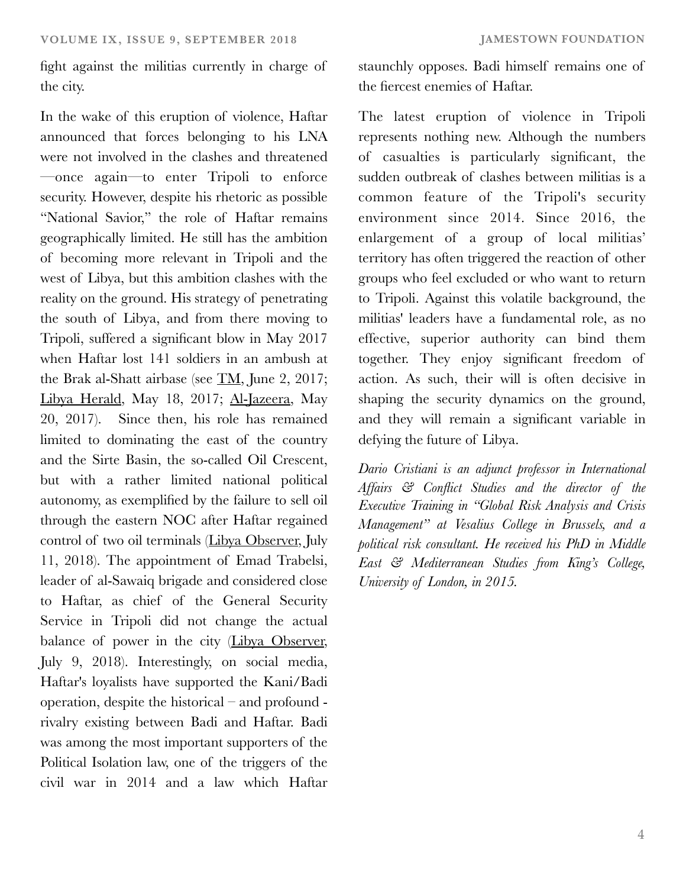fight against the militias currently in charge of the city.

In the wake of this eruption of violence, Haftar announced that forces belonging to his LNA were not involved in the clashes and threatened —once again—to enter Tripoli to enforce security. However, despite his rhetoric as possible "National Savior," the role of Haftar remains geographically limited. He still has the ambition of becoming more relevant in Tripoli and the west of Libya, but this ambition clashes with the reality on the ground. His strategy of penetrating the south of Libya, and from there moving to Tripoli, suffered a significant blow in May 2017 when Haftar lost 141 soldiers in an ambush at the Brak al-Shatt airbase (see TM, June 2, 2017; Libya Herald, May 18, 2017; Al-Jazeera, May 20, 2017). Since then, his role has remained limited to dominating the east of the country and the Sirte Basin, the so-called Oil Crescent, but with a rather limited national political autonomy, as exemplified by the failure to sell oil through the eastern NOC after Haftar regained control of two oil terminals (Libya Observer, July 11, 2018). The appointment of Emad Trabelsi, leader of al-Sawaiq brigade and considered close to Haftar, as chief of the General Security Service in Tripoli did not change the actual balance of power in the city (Libya Observer, July 9, 2018). Interestingly, on social media, Haftar's loyalists have supported the Kani/Badi operation, despite the historical – and profound - rivalry existing between Badi and Haftar. Badi was among the most important supporters of the Political Isolation law, one of the triggers of the civil war in 2014 and a law which Haftar staunchly opposes. Badi himself remains one of the fiercest enemies of Haftar.

The latest eruption of violence in Tripoli represents nothing new. Although the numbers of casualties is particularly significant, the sudden outbreak of clashes between militias is a common feature of the Tripoli's security environment since 2014. Since 2016, the enlargement of a group of local militias' territory has often triggered the reaction of other groups who feel excluded or who want to return to Tripoli. Against this volatile background, the militias' leaders have a fundamental role, as no effective, superior authority can bind them together. They enjoy significant freedom of action. As such, their will is often decisive in shaping the security dynamics on the ground, and they will remain a significant variable in defying the future of Libya.

*Dario Cristiani is an adjunct professor in International Affairs & Conflict Studies and the director of the Executive Training in "Global Risk Analysis and Crisis Management" at Vesalius College in Brussels, and a political risk consultant. He received his PhD in Middle East & Mediterranean Studies from King's College, University of London, in 2015.*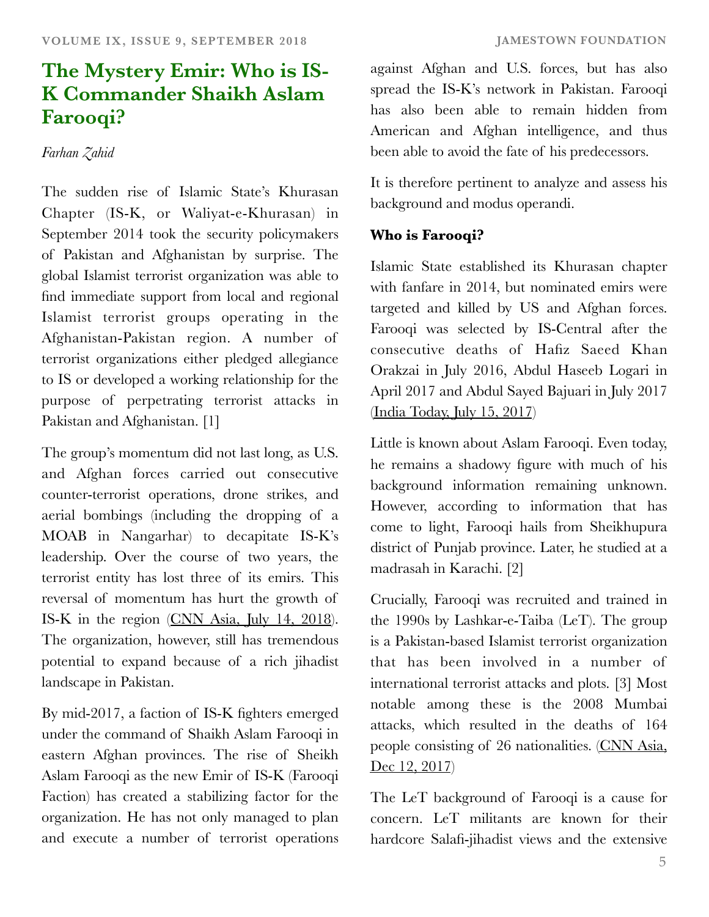# The Mystery Emir: Who is IS-K Commander Shaikh Aslam Farooqi?

*Farhan Zahid*

The sudden rise of Islamic State's Khurasan Chapter (IS-K, or Waliyat-e-Khurasan) in September 2014 took the security policymakers of Pakistan and Afghanistan by surprise. The global Islamist terrorist organization was able to find immediate support from local and regional Islamist terrorist groups operating in the Afghanistan-Pakistan region. A number of terrorist organizations either pledged allegiance to IS or developed a working relationship for the purpose of perpetrating terrorist attacks in Pakistan and Afghanistan. [1]

The group's momentum did not last long, as U.S. and Afghan forces carried out consecutive counter-terrorist operations, drone strikes, and aerial bombings (including the dropping of a MOAB in Nangarhar) to decapitate IS-K's leadership. Over the course of two years, the terrorist entity has lost three of its emirs. This reversal of momentum has hurt the growth of IS-K in the region (CNN Asia, July 14, 2018). The organization, however, still has tremendous potential to expand because of a rich jihadist landscape in Pakistan.

By mid-2017, a faction of IS-K fighters emerged under the command of Shaikh Aslam Farooqi in eastern Afghan provinces. The rise of Sheikh Aslam Farooqi as the new Emir of IS-K (Farooqi Faction) has created a stabilizing factor for the organization. He has not only managed to plan and execute a number of terrorist operations against Afghan and U.S. forces, but has also spread the IS-K's network in Pakistan. Farooqi has also been able to remain hidden from American and Afghan intelligence, and thus been able to avoid the fate of his predecessors.

It is therefore pertinent to analyze and assess his background and modus operandi.

**Who is Farooqi?**

Islamic State established its Khurasan chapter with fanfare in 2014, but nominated emirs were targeted and killed by US and Afghan forces. Farooqi was selected by IS-Central after the consecutive deaths of Hafiz Saeed Khan Orakzai in July 2016, Abdul Haseeb Logari in April 2017 and Abdul Sayed Bajuari in July 2017 (India Today, July 15, 2017)

Little is known about Aslam Farooqi. Even today, he remains a shadowy figure with much of his background information remaining unknown. However, according to information that has come to light, Farooqi hails from Sheikhupura district of Punjab province. Later, he studied at a madrasah in Karachi. [2]

Crucially, Farooqi was recruited and trained in the 1990s by Lashkar-e-Taiba (LeT). The group is a Pakistan-based Islamist terrorist organization that has been involved in a number of international terrorist attacks and plots. [3] Most notable among these is the 2008 Mumbai attacks, which resulted in the deaths of 164 people consisting of 26 nationalities. (CNN Asia, Dec 12, 2017)

The LeT background of Farooqi is a cause for concern. LeT militants are known for their hardcore Salafi-jihadist views and the extensive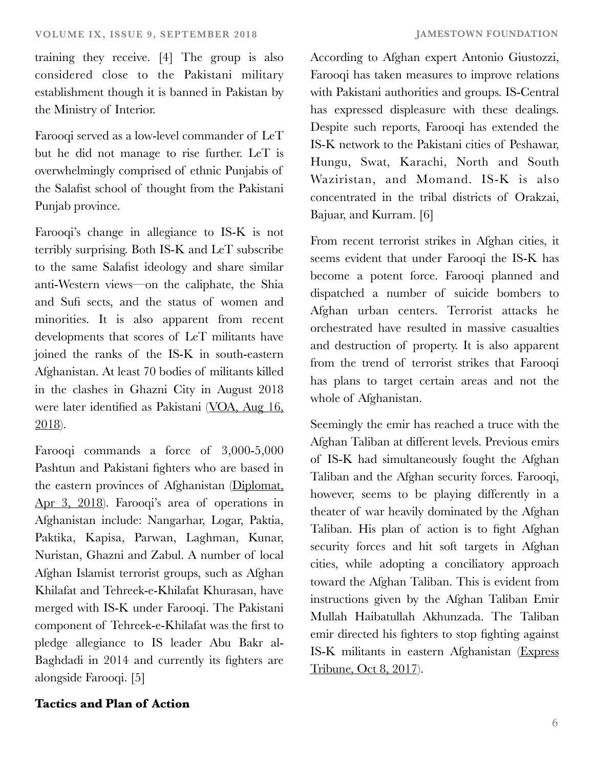training they receive. [4] The group is also considered close to the Pakistani military establishment though it is banned in Pakistan by the Ministry of Interior.

Farooqi served as a low-level commander of LeT but he did not manage to rise further. LeT is overwhelmingly comprised of ethnic Punjabis of the Salafist school of thought from the Pakistani Punjab province.

Farooqi's change in allegiance to IS-K is not terribly surprising. Both IS-K and LeT subscribe to the same Salafist ideology and share similar anti-Western views—on the caliphate, the Shia and Sufi sects, and the status of women and minorities. It is also apparent from recent developments that scores of LeT militants have joined the ranks of the IS-K in south-eastern Afghanistan. At least 70 bodies of militants killed in the clashes in Ghazni City in August 2018 were later identified as Pakistani (VOA, Aug 16, 2018).

Farooqi commands a force of 3,000-5,000 Pashtun and Pakistani fighters who are based in the eastern provinces of Afghanistan (Diplomat, Apr 3, 2018). Farooqi's area of operations in Afghanistan include: Nangarhar, Logar, Paktia, Paktika, Kapisa, Parwan, Laghman, Kunar, Nuristan, Ghazni and Zabul. A number of local Afghan Islamist terrorist groups, such as Afghan Khilafat and Tehreek-e-Khilafat Khurasan, have merged with IS-K under Farooqi. The Pakistani component of Tehreek-e-Khilafat was the first to pledge allegiance to IS leader Abu Bakr al-Baghdadi in 2014 and currently its fighters are alongside Farooqi. [5]

**Tactics and Plan of Action**

According to Afghan expert Antonio Giustozzi, Farooqi has taken measures to improve relations with Pakistani authorities and groups. IS-Central has expressed displeasure with these dealings. Despite such reports, Farooqi has extended the IS-K network to the Pakistani cities of Peshawar, Hungu, Swat, Karachi, North and South Waziristan, and Momand. IS-K is also concentrated in the tribal districts of Orakzai, Bajuar, and Kurram. [6]

From recent terrorist strikes in Afghan cities, it seems evident that under Farooqi the IS-K has become a potent force. Farooqi planned and dispatched a number of suicide bombers to Afghan urban centers. Terrorist attacks he orchestrated have resulted in massive casualties and destruction of property. It is also apparent from the trend of terrorist strikes that Farooqi has plans to target certain areas and not the whole of Afghanistan.

Seemingly the emir has reached a truce with the Afghan Taliban at different levels. Previous emirs of IS-K had simultaneously fought the Afghan Taliban and the Afghan security forces. Farooqi, however, seems to be playing differently in a theater of war heavily dominated by the Afghan Taliban. His plan of action is to fight Afghan security forces and hit soft targets in Afghan cities, while adopting a conciliatory approach toward the Afghan Taliban. This is evident from instructions given by the Afghan Taliban Emir Mullah Haibatullah Akhunzada. The Taliban emir directed his fighters to stop fighting against IS-K militants in eastern Afghanistan (Express Tribune, Oct 8, 2017).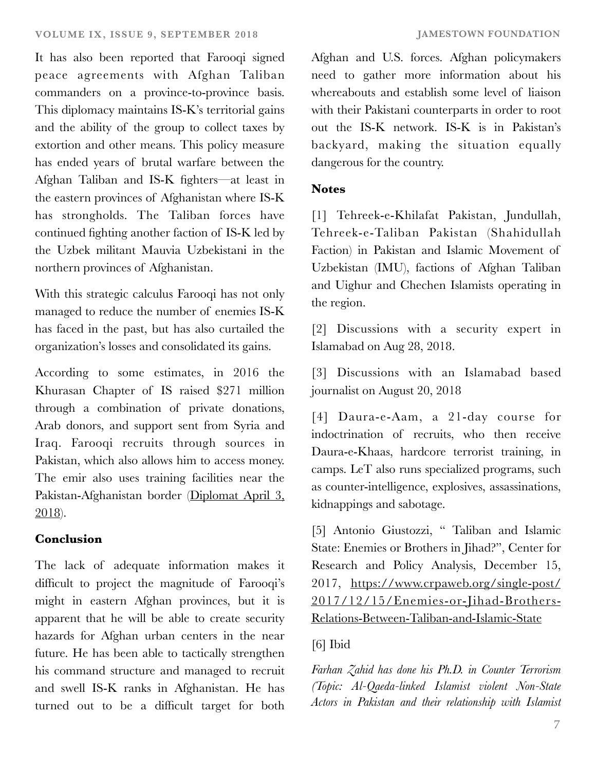It has also been reported that Farooqi signed peace agreements with Afghan Taliban commanders on a province-to-province basis. This diplomacy maintains IS-K's territorial gains and the ability of the group to collect taxes by extortion and other means. This policy measure has ended years of brutal warfare between the Afghan Taliban and IS-K fighters—at least in the eastern provinces of Afghanistan where IS-K has strongholds. The Taliban forces have continued fighting another faction of IS-K led by the Uzbek militant Mauvia Uzbekistani in the northern provinces of Afghanistan.

With this strategic calculus Farooqi has not only managed to reduce the number of enemies IS-K has faced in the past, but has also curtailed the organization's losses and consolidated its gains.

According to some estimates, in 2016 the Khurasan Chapter of IS raised $271 million through a combination of private donations, Arab donors, and support sent from Syria and Iraq. Farooqi recruits through sources in Pakistan, which also allows him to access money. The emir also uses training facilities near the Pakistan-Afghanistan border (Diplomat April 3, 2018).

## Conclusion

The lack of adequate information makes it difficult to project the magnitude of Farooqi's might in eastern Afghan provinces, but it is apparent that he will be able to create security hazards for Afghan urban centers in the near future. He has been able to tactically strengthen his command structure and managed to recruit and swell IS-K ranks in Afghanistan. He has turned out to be a difficult target for both Afghan and U.S. forces. Afghan policymakers need to gather more information about his whereabouts and establish some level of liaison with their Pakistani counterparts in order to root out the IS-K network. IS-K is in Pakistan's backyard, making the situation equally dangerous for the country.

## Notes

[1] Tehreek-e-Khilafat Pakistan, Jundullah, Tehreek-e-Taliban Pakistan (Shahidullah Faction) in Pakistan and Islamic Movement of Uzbekistan (IMU), factions of Afghan Taliban and Uighur and Chechen Islamists operating in the region.

[2] Discussions with a security expert in Islamabad on Aug 28, 2018.

[3] Discussions with an Islamabad based journalist on August 20, 2018

[4] Daura-e-Aam, a 21-day course for indoctrination of recruits, who then receive Daura-e-Khaas, hardcore terrorist training, in camps. LeT also runs specialized programs, such as counter-intelligence, explosives, assassinations, kidnappings and sabotage.

[5] Antonio Giustozzi, " Taliban and Islamic State: Enemies or Brothers in Jihad?", Center for Research and Policy Analysis, December 15, 2017, https://www.crpaweb.org/single-post/2017/12/15/Enemies-or-Jihad-Brothers-Relations-Between-Taliban-and-Islamic-State

[6] Ibid

*Farhan Zahid has done his Ph.D. in Counter Terrorism (Topic: Al-Qaeda-linked Islamist violent Non-State Actors in Pakistan and their relationship with Islamist*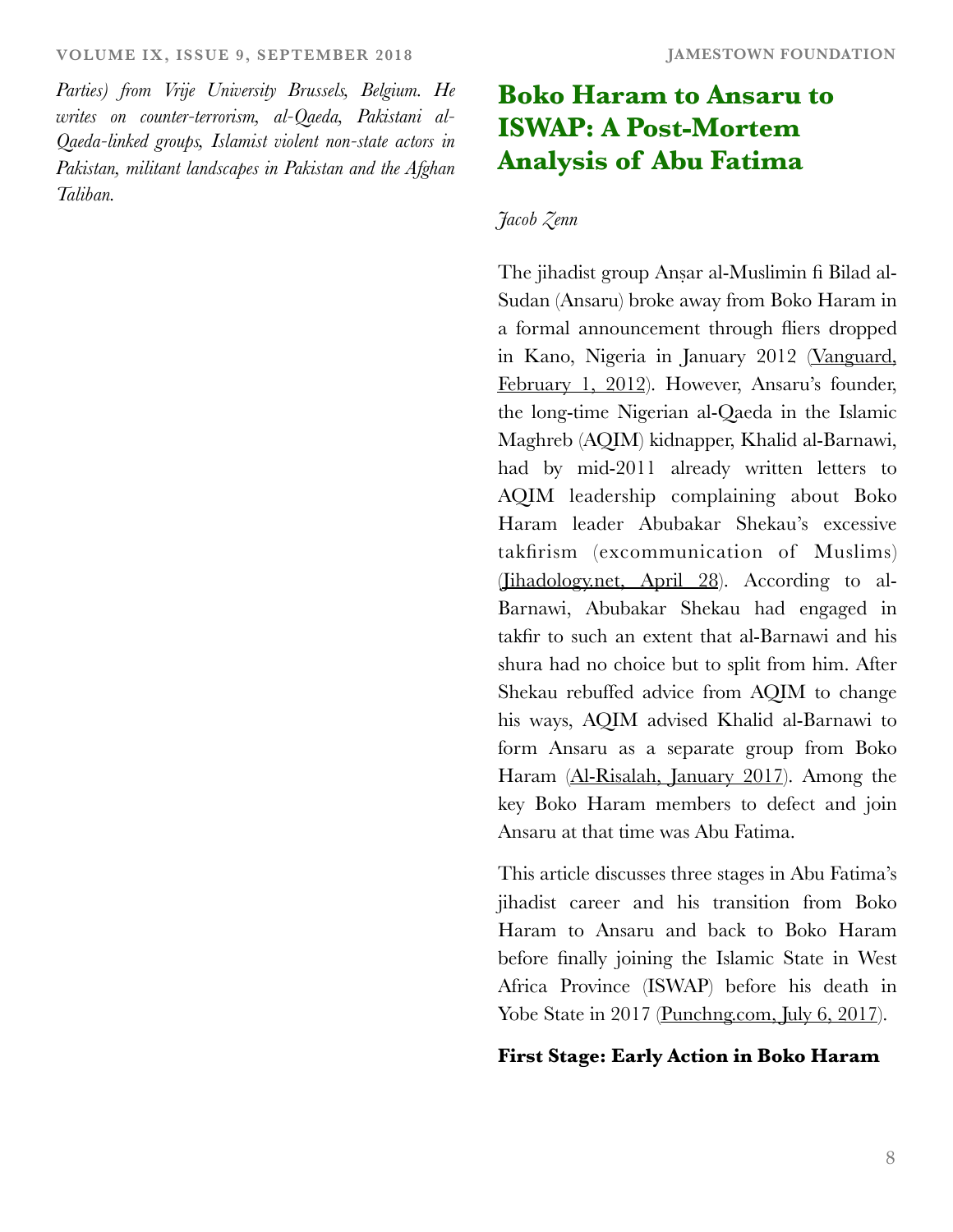*Parties) from Vrije University Brussels, Belgium. He writes on counter-terrorism, al-Qaeda, Pakistani al-Qaeda-linked groups, Islamist violent non-state actors in Pakistan, militant landscapes in Pakistan and the Afghan Taliban.*

# Boko Haram to Ansaru to ISWAP: A Post-Mortem Analysis of Abu Fatima

*Jacob Zenn*

The jihadist group Anṣar al-Muslimin fi Bilad al-Sudan (Ansaru) broke away from Boko Haram in a formal announcement through fliers dropped in Kano, Nigeria in January 2012 (Vanguard, February 1, 2012). However, Ansaru's founder, the long-time Nigerian al-Qaeda in the Islamic Maghreb (AQIM) kidnapper, Khalid al-Barnawi, had by mid-2011 already written letters to AQIM leadership complaining about Boko Haram leader Abubakar Shekau's excessive takfirism (excommunication of Muslims) (Jihadology.net, April 28). According to al-Barnawi, Abubakar Shekau had engaged in takfir to such an extent that al-Barnawi and his shura had no choice but to split from him. After Shekau rebuffed advice from AQIM to change his ways, AQIM advised Khalid al-Barnawi to form Ansaru as a separate group from Boko Haram (Al-Risalah, January 2017). Among the key Boko Haram members to defect and join Ansaru at that time was Abu Fatima.

This article discusses three stages in Abu Fatima's jihadist career and his transition from Boko Haram to Ansaru and back to Boko Haram before finally joining the Islamic State in West Africa Province (ISWAP) before his death in Yobe State in 2017 (Punchng.com, July 6, 2017).

**First Stage: Early Action in Boko Haram**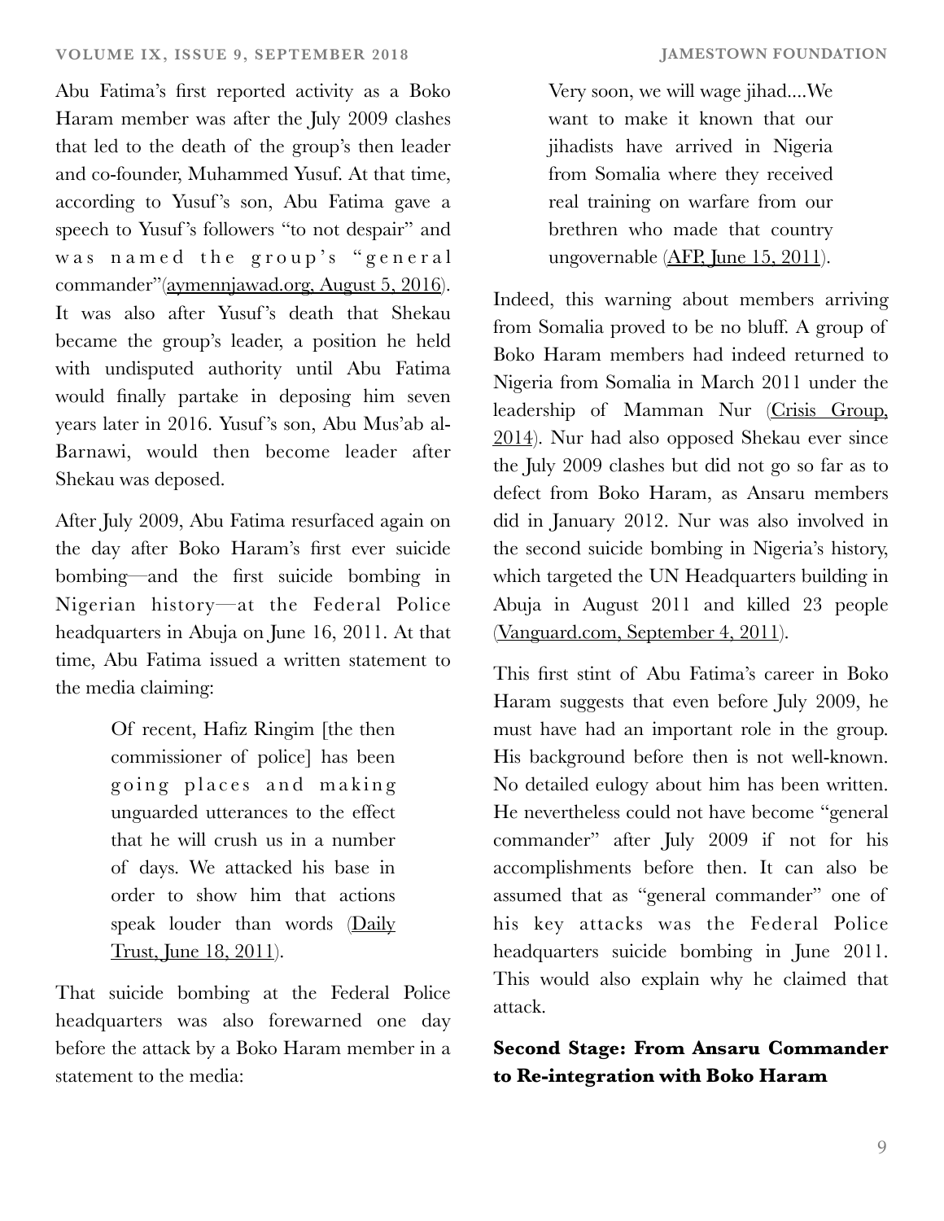Abu Fatima's first reported activity as a Boko Haram member was after the July 2009 clashes that led to the death of the group's then leader and co-founder, Muhammed Yusuf. At that time, according to Yusuf's son, Abu Fatima gave a speech to Yusuf's followers "to not despair" and was named the group's "general commander"(aymennjawad.org, August 5, 2016). It was also after Yusuf's death that Shekau became the group's leader, a position he held with undisputed authority until Abu Fatima would finally partake in deposing him seven years later in 2016. Yusuf's son, Abu Mus'ab al-Barnawi, would then become leader after Shekau was deposed.

After July 2009, Abu Fatima resurfaced again on the day after Boko Haram's first ever suicide bombing—and the first suicide bombing in Nigerian history—at the Federal Police headquarters in Abuja on June 16, 2011. At that time, Abu Fatima issued a written statement to the media claiming:

> Of recent, Hafiz Ringim [the then commissioner of police] has been going places and making unguarded utterances to the effect that he will crush us in a number of days. We attacked his base in order to show him that actions speak louder than words (Daily Trust, June 18, 2011).

That suicide bombing at the Federal Police headquarters was also forewarned one day before the attack by a Boko Haram member in a statement to the media:

> Very soon, we will wage jihad....We want to make it known that our jihadists have arrived in Nigeria from Somalia where they received real training on warfare from our brethren who made that country ungovernable (AFP, June 15, 2011).

Indeed, this warning about members arriving from Somalia proved to be no bluff. A group of Boko Haram members had indeed returned to Nigeria from Somalia in March 2011 under the leadership of Mamman Nur (Crisis Group, 2014). Nur had also opposed Shekau ever since the July 2009 clashes but did not go so far as to defect from Boko Haram, as Ansaru members did in January 2012. Nur was also involved in the second suicide bombing in Nigeria's history, which targeted the UN Headquarters building in Abuja in August 2011 and killed 23 people (Vanguard.com, September 4, 2011).

This first stint of Abu Fatima's career in Boko Haram suggests that even before July 2009, he must have had an important role in the group. His background before then is not well-known. No detailed eulogy about him has been written. He nevertheless could not have become "general commander" after July 2009 if not for his accomplishments before then. It can also be assumed that as "general commander" one of his key attacks was the Federal Police headquarters suicide bombing in June 2011. This would also explain why he claimed that attack.

## Second Stage: From Ansaru Commander to Re-integration with Boko Haram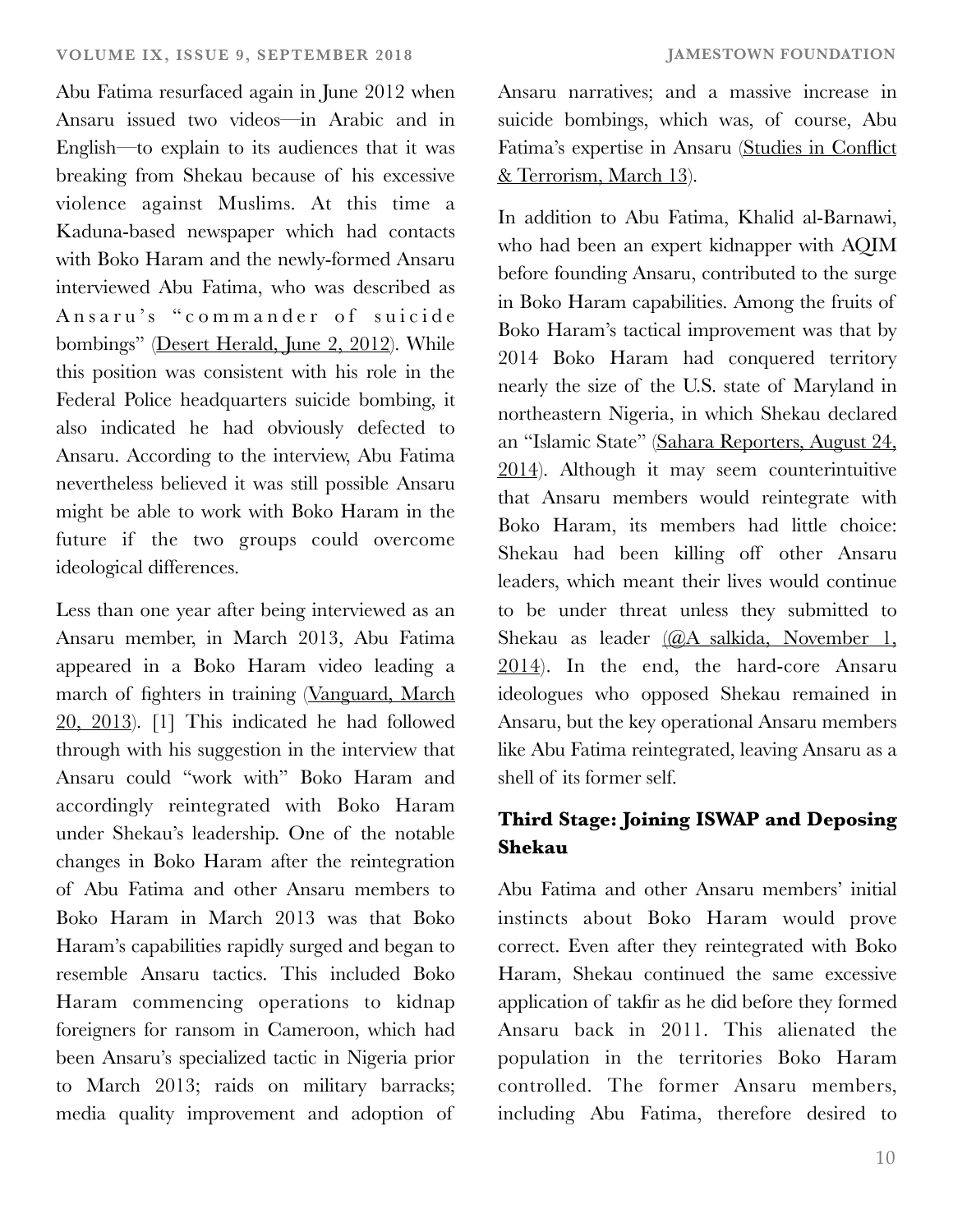Abu Fatima resurfaced again in June 2012 when Ansaru issued two videos—in Arabic and in English—to explain to its audiences that it was breaking from Shekau because of his excessive violence against Muslims. At this time a Kaduna-based newspaper which had contacts with Boko Haram and the newly-formed Ansaru interviewed Abu Fatima, who was described as Ansaru's "commander of suicide bombings" (Desert Herald, June 2, 2012). While this position was consistent with his role in the Federal Police headquarters suicide bombing, it also indicated he had obviously defected to Ansaru. According to the interview, Abu Fatima nevertheless believed it was still possible Ansaru might be able to work with Boko Haram in the future if the two groups could overcome ideological differences.

Less than one year after being interviewed as an Ansaru member, in March 2013, Abu Fatima appeared in a Boko Haram video leading a march of fighters in training (Vanguard, March 20, 2013). [1] This indicated he had followed through with his suggestion in the interview that Ansaru could "work with" Boko Haram and accordingly reintegrated with Boko Haram under Shekau's leadership. One of the notable changes in Boko Haram after the reintegration of Abu Fatima and other Ansaru members to Boko Haram in March 2013 was that Boko Haram's capabilities rapidly surged and began to resemble Ansaru tactics. This included Boko Haram commencing operations to kidnap foreigners for ransom in Cameroon, which had been Ansaru's specialized tactic in Nigeria prior to March 2013; raids on military barracks; media quality improvement and adoption of Ansaru narratives; and a massive increase in suicide bombings, which was, of course, Abu Fatima's expertise in Ansaru (Studies in Conflict & Terrorism, March 13).

In addition to Abu Fatima, Khalid al-Barnawi, who had been an expert kidnapper with AQIM before founding Ansaru, contributed to the surge in Boko Haram capabilities. Among the fruits of Boko Haram's tactical improvement was that by 2014 Boko Haram had conquered territory nearly the size of the U.S. state of Maryland in northeastern Nigeria, in which Shekau declared an "Islamic State" (Sahara Reporters, August 24, 2014). Although it may seem counterintuitive that Ansaru members would reintegrate with Boko Haram, its members had little choice: Shekau had been killing off other Ansaru leaders, which meant their lives would continue to be under threat unless they submitted to Shekau as leader (@A salkida, November 1, 2014). In the end, the hard-core Ansaru ideologues who opposed Shekau remained in Ansaru, but the key operational Ansaru members like Abu Fatima reintegrated, leaving Ansaru as a shell of its former self.

### Third Stage: Joining ISWAP and Deposing Shekau

Abu Fatima and other Ansaru members' initial instincts about Boko Haram would prove correct. Even after they reintegrated with Boko Haram, Shekau continued the same excessive application of takfir as he did before they formed Ansaru back in 2011. This alienated the population in the territories Boko Haram controlled. The former Ansaru members, including Abu Fatima, therefore desired to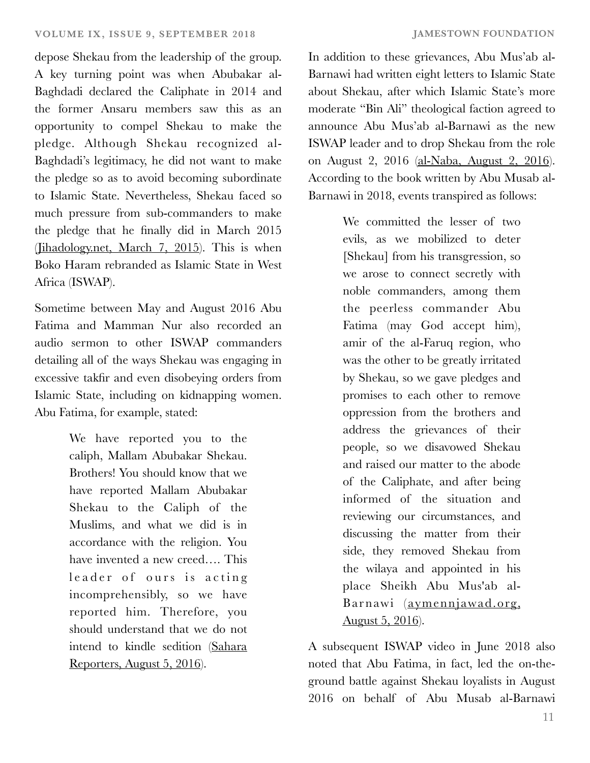depose Shekau from the leadership of the group. A key turning point was when Abubakar al-Baghdadi declared the Caliphate in 2014 and the former Ansaru members saw this as an opportunity to compel Shekau to make the pledge. Although Shekau recognized al-Baghdadi's legitimacy, he did not want to make the pledge so as to avoid becoming subordinate to Islamic State. Nevertheless, Shekau faced so much pressure from sub-commanders to make the pledge that he finally did in March 2015 (Jihadology.net, March 7, 2015). This is when Boko Haram rebranded as Islamic State in West Africa (ISWAP).

Sometime between May and August 2016 Abu Fatima and Mamman Nur also recorded an audio sermon to other ISWAP commanders detailing all of the ways Shekau was engaging in excessive takfir and even disobeying orders from Islamic State, including on kidnapping women. Abu Fatima, for example, stated:

> We have reported you to the caliph, Mallam Abubakar Shekau. Brothers! You should know that we have reported Mallam Abubakar Shekau to the Caliph of the Muslims, and what we did is in accordance with the religion. You have invented a new creed…. This leader of ours is acting incomprehensibly, so we have reported him. Therefore, you should understand that we do not intend to kindle sedition (Sahara Reporters, August 5, 2016).

In addition to these grievances, Abu Mus'ab al-Barnawi had written eight letters to Islamic State about Shekau, after which Islamic State's more moderate "Bin Ali" theological faction agreed to announce Abu Mus'ab al-Barnawi as the new ISWAP leader and to drop Shekau from the role on August 2, 2016 (al-Naba, August 2, 2016). According to the book written by Abu Musab al-Barnawi in 2018, events transpired as follows:

> We committed the lesser of two evils, as we mobilized to deter [Shekau] from his transgression, so we arose to connect secretly with noble commanders, among them the peerless commander Abu Fatima (may God accept him), amir of the al-Faruq region, who was the other to be greatly irritated by Shekau, so we gave pledges and promises to each other to remove oppression from the brothers and address the grievances of their people, so we disavowed Shekau and raised our matter to the abode of the Caliphate, and after being informed of the situation and reviewing our circumstances, and discussing the matter from their side, they removed Shekau from the wilaya and appointed in his place Sheikh Abu Mus'ab al-Barnawi (aymennjawad.org, August 5, 2016).

A subsequent ISWAP video in June 2018 also noted that Abu Fatima, in fact, led the on-the-ground battle against Shekau loyalists in August 2016 on behalf of Abu Musab al-Barnawi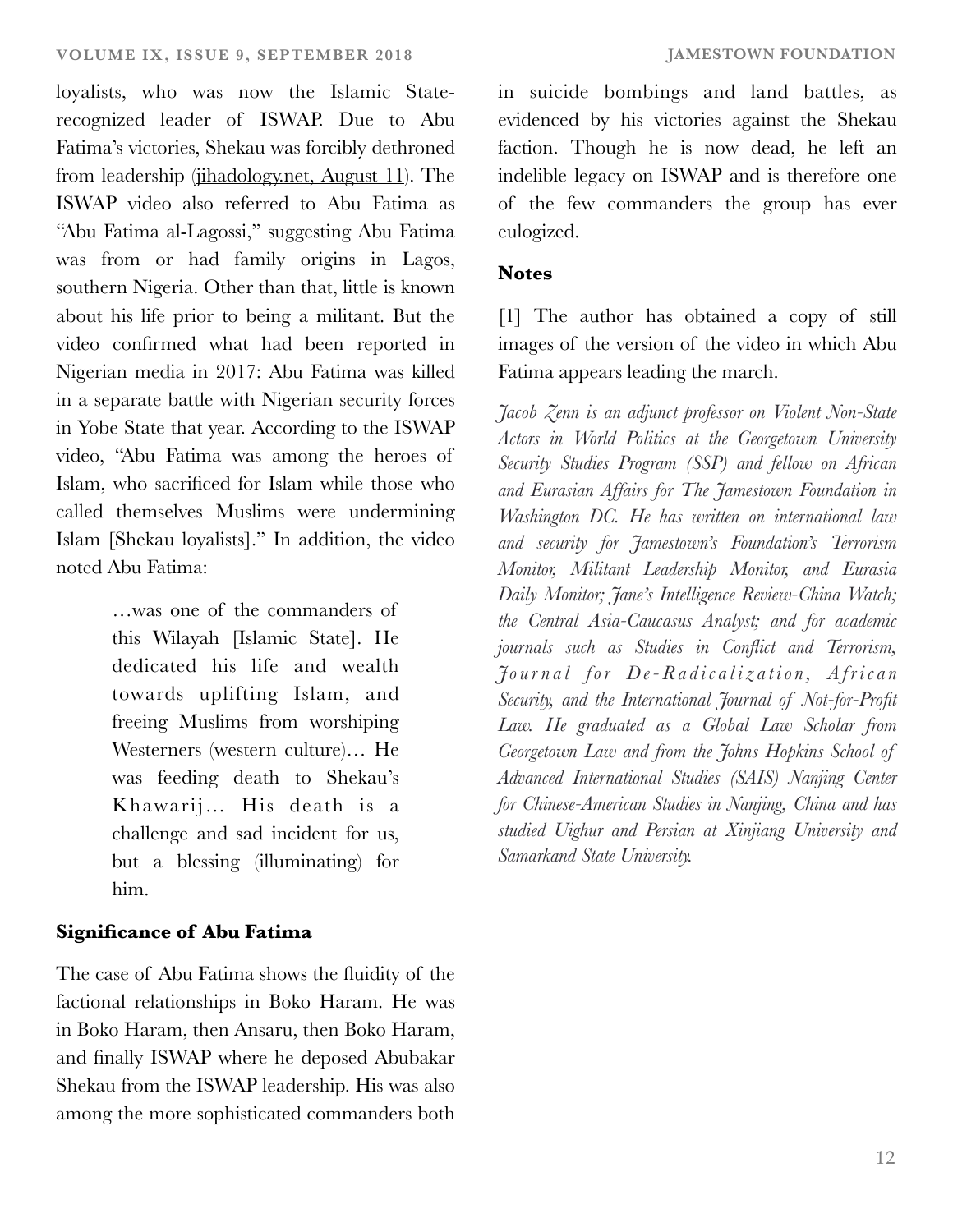loyalists, who was now the Islamic State-recognized leader of ISWAP. Due to Abu Fatima's victories, Shekau was forcibly dethroned from leadership (jihadology.net, August 11). The ISWAP video also referred to Abu Fatima as "Abu Fatima al-Lagossi," suggesting Abu Fatima was from or had family origins in Lagos, southern Nigeria. Other than that, little is known about his life prior to being a militant. But the video confirmed what had been reported in Nigerian media in 2017: Abu Fatima was killed in a separate battle with Nigerian security forces in Yobe State that year. According to the ISWAP video, "Abu Fatima was among the heroes of Islam, who sacrificed for Islam while those who called themselves Muslims were undermining Islam [Shekau loyalists]." In addition, the video noted Abu Fatima:

> …was one of the commanders of this Wilayah [Islamic State]. He dedicated his life and wealth towards uplifting Islam, and freeing Muslims from worshiping Westerners (western culture)… He was feeding death to Shekau's Khawarij… His death is a challenge and sad incident for us, but a blessing (illuminating) for him.

## Significance of Abu Fatima

The case of Abu Fatima shows the fluidity of the factional relationships in Boko Haram. He was in Boko Haram, then Ansaru, then Boko Haram, and finally ISWAP where he deposed Abubakar Shekau from the ISWAP leadership. His was also among the more sophisticated commanders both in suicide bombings and land battles, as evidenced by his victories against the Shekau faction. Though he is now dead, he left an indelible legacy on ISWAP and is therefore one of the few commanders the group has ever eulogized.

## Notes

[1] The author has obtained a copy of still images of the version of the video in which Abu Fatima appears leading the march.

*Jacob Zenn is an adjunct professor on Violent Non-State Actors in World Politics at the Georgetown University Security Studies Program (SSP) and fellow on African and Eurasian Affairs for The Jamestown Foundation in Washington DC. He has written on international law and security for Jamestown's Foundation's Terrorism Monitor, Militant Leadership Monitor, and Eurasia Daily Monitor; Jane's Intelligence Review-China Watch; the Central Asia-Caucasus Analyst; and for academic journals such as Studies in Conflict and Terrorism, Journal for De-Radicalization, African Security, and the International Journal of Not-for-Profit Law. He graduated as a Global Law Scholar from Georgetown Law and from the Johns Hopkins School of Advanced International Studies (SAIS) Nanjing Center for Chinese-American Studies in Nanjing, China and has studied Uighur and Persian at Xinjiang University and Samarkand State University.*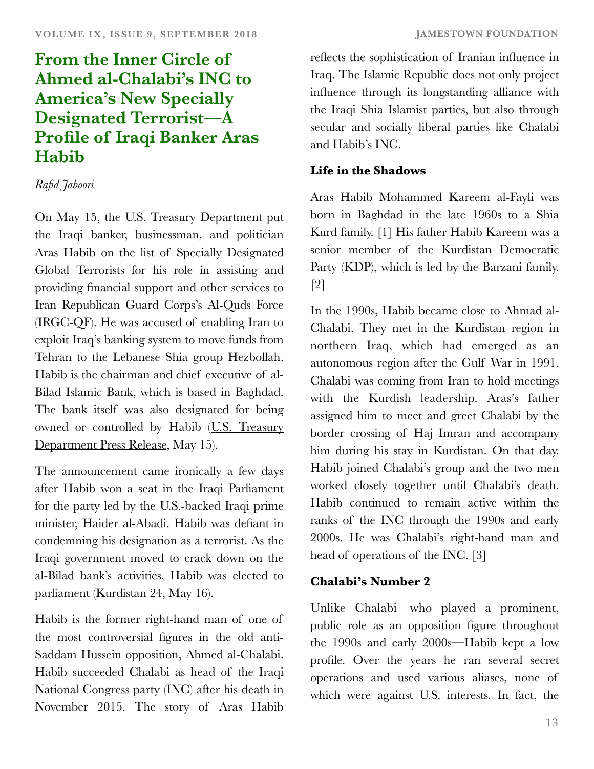# From the Inner Circle of Ahmed al-Chalabi's INC to America's New Specially Designated Terrorist—A Profile of Iraqi Banker Aras Habib

*Rafid Jaboori*

On May 15, the U.S. Treasury Department put the Iraqi banker, businessman, and politician Aras Habib on the list of Specially Designated Global Terrorists for his role in assisting and providing financial support and other services to Iran Republican Guard Corps's Al-Quds Force (IRGC-QF). He was accused of enabling Iran to exploit Iraq's banking system to move funds from Tehran to the Lebanese Shia group Hezbollah. Habib is the chairman and chief executive of al-Bilad Islamic Bank, which is based in Baghdad. The bank itself was also designated for being owned or controlled by Habib (U.S. Treasury Department Press Release, May 15).

The announcement came ironically a few days after Habib won a seat in the Iraqi Parliament for the party led by the U.S.-backed Iraqi prime minister, Haider al-Abadi. Habib was defiant in condemning his designation as a terrorist. As the Iraqi government moved to crack down on the al-Bilad bank's activities, Habib was elected to parliament (Kurdistan 24, May 16).

Habib is the former right-hand man of one of the most controversial figures in the old anti-Saddam Hussein opposition, Ahmed al-Chalabi. Habib succeeded Chalabi as head of the Iraqi National Congress party (INC) after his death in November 2015. The story of Aras Habib reflects the sophistication of Iranian influence in Iraq. The Islamic Republic does not only project influence through its longstanding alliance with the Iraqi Shia Islamist parties, but also through secular and socially liberal parties like Chalabi and Habib's INC.

### Life in the Shadows

Aras Habib Mohammed Kareem al-Fayli was born in Baghdad in the late 1960s to a Shia Kurd family. [1] His father Habib Kareem was a senior member of the Kurdistan Democratic Party (KDP), which is led by the Barzani family. [2]

In the 1990s, Habib became close to Ahmad al-Chalabi. They met in the Kurdistan region in northern Iraq, which had emerged as an autonomous region after the Gulf War in 1991. Chalabi was coming from Iran to hold meetings with the Kurdish leadership. Aras's father assigned him to meet and greet Chalabi by the border crossing of Haj Imran and accompany him during his stay in Kurdistan. On that day, Habib joined Chalabi's group and the two men worked closely together until Chalabi's death. Habib continued to remain active within the ranks of the INC through the 1990s and early 2000s. He was Chalabi's right-hand man and head of operations of the INC. [3]

### Chalabi's Number 2

Unlike Chalabi—who played a prominent, public role as an opposition figure throughout the 1990s and early 2000s—Habib kept a low profile. Over the years he ran several secret operations and used various aliases, none of which were against U.S. interests. In fact, the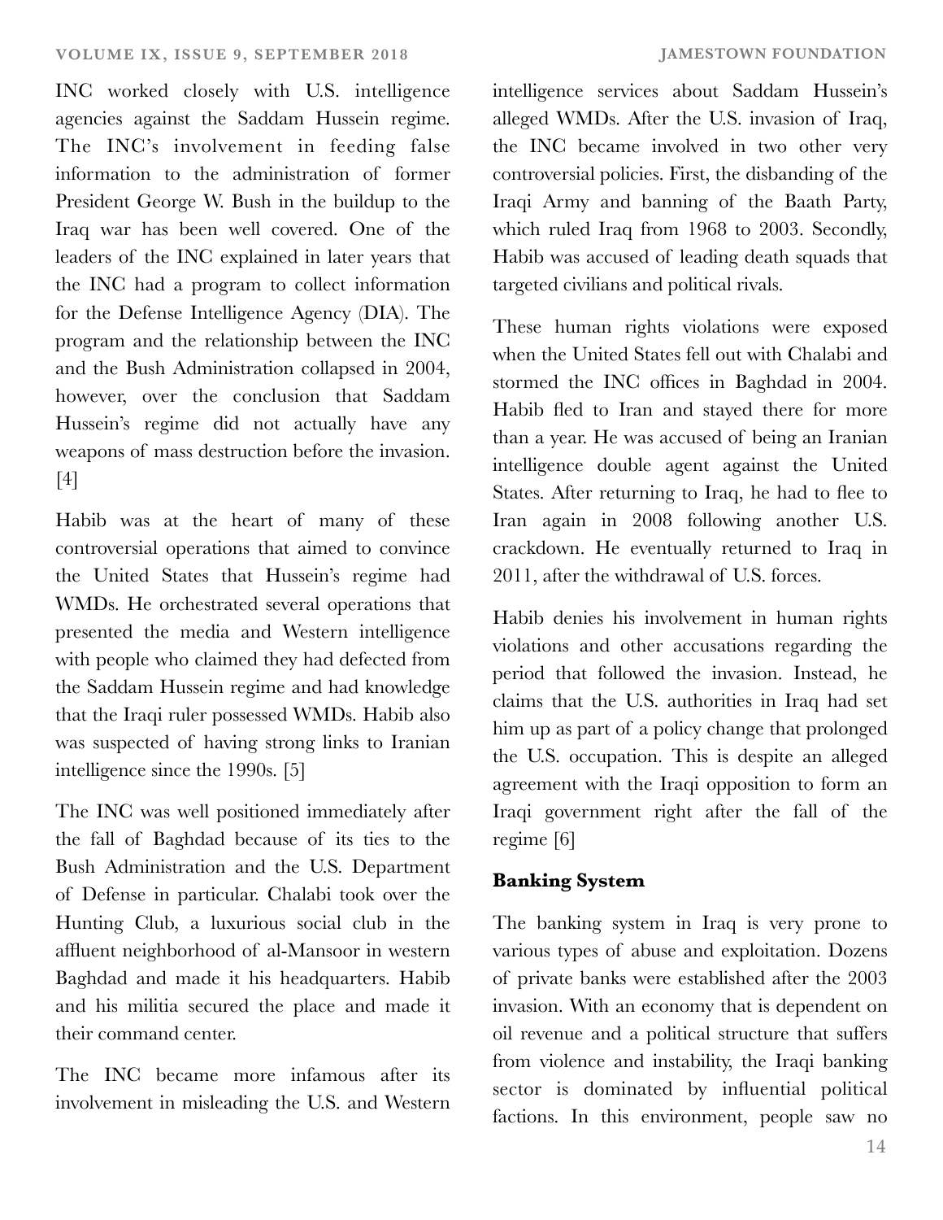INC worked closely with U.S. intelligence agencies against the Saddam Hussein regime. The INC's involvement in feeding false information to the administration of former President George W. Bush in the buildup to the Iraq war has been well covered. One of the leaders of the INC explained in later years that the INC had a program to collect information for the Defense Intelligence Agency (DIA). The program and the relationship between the INC and the Bush Administration collapsed in 2004, however, over the conclusion that Saddam Hussein's regime did not actually have any weapons of mass destruction before the invasion. [4]

Habib was at the heart of many of these controversial operations that aimed to convince the United States that Hussein's regime had WMDs. He orchestrated several operations that presented the media and Western intelligence with people who claimed they had defected from the Saddam Hussein regime and had knowledge that the Iraqi ruler possessed WMDs. Habib also was suspected of having strong links to Iranian intelligence since the 1990s. [5]

The INC was well positioned immediately after the fall of Baghdad because of its ties to the Bush Administration and the U.S. Department of Defense in particular. Chalabi took over the Hunting Club, a luxurious social club in the affluent neighborhood of al-Mansoor in western Baghdad and made it his headquarters. Habib and his militia secured the place and made it their command center.

The INC became more infamous after its involvement in misleading the U.S. and Western intelligence services about Saddam Hussein's alleged WMDs. After the U.S. invasion of Iraq, the INC became involved in two other very controversial policies. First, the disbanding of the Iraqi Army and banning of the Baath Party, which ruled Iraq from 1968 to 2003. Secondly, Habib was accused of leading death squads that targeted civilians and political rivals.

These human rights violations were exposed when the United States fell out with Chalabi and stormed the INC offices in Baghdad in 2004. Habib fled to Iran and stayed there for more than a year. He was accused of being an Iranian intelligence double agent against the United States. After returning to Iraq, he had to flee to Iran again in 2008 following another U.S. crackdown. He eventually returned to Iraq in 2011, after the withdrawal of U.S. forces.

Habib denies his involvement in human rights violations and other accusations regarding the period that followed the invasion. Instead, he claims that the U.S. authorities in Iraq had set him up as part of a policy change that prolonged the U.S. occupation. This is despite an alleged agreement with the Iraqi opposition to form an Iraqi government right after the fall of the regime [6]

**Banking System**

The banking system in Iraq is very prone to various types of abuse and exploitation. Dozens of private banks were established after the 2003 invasion. With an economy that is dependent on oil revenue and a political structure that suffers from violence and instability, the Iraqi banking sector is dominated by influential political factions. In this environment, people saw no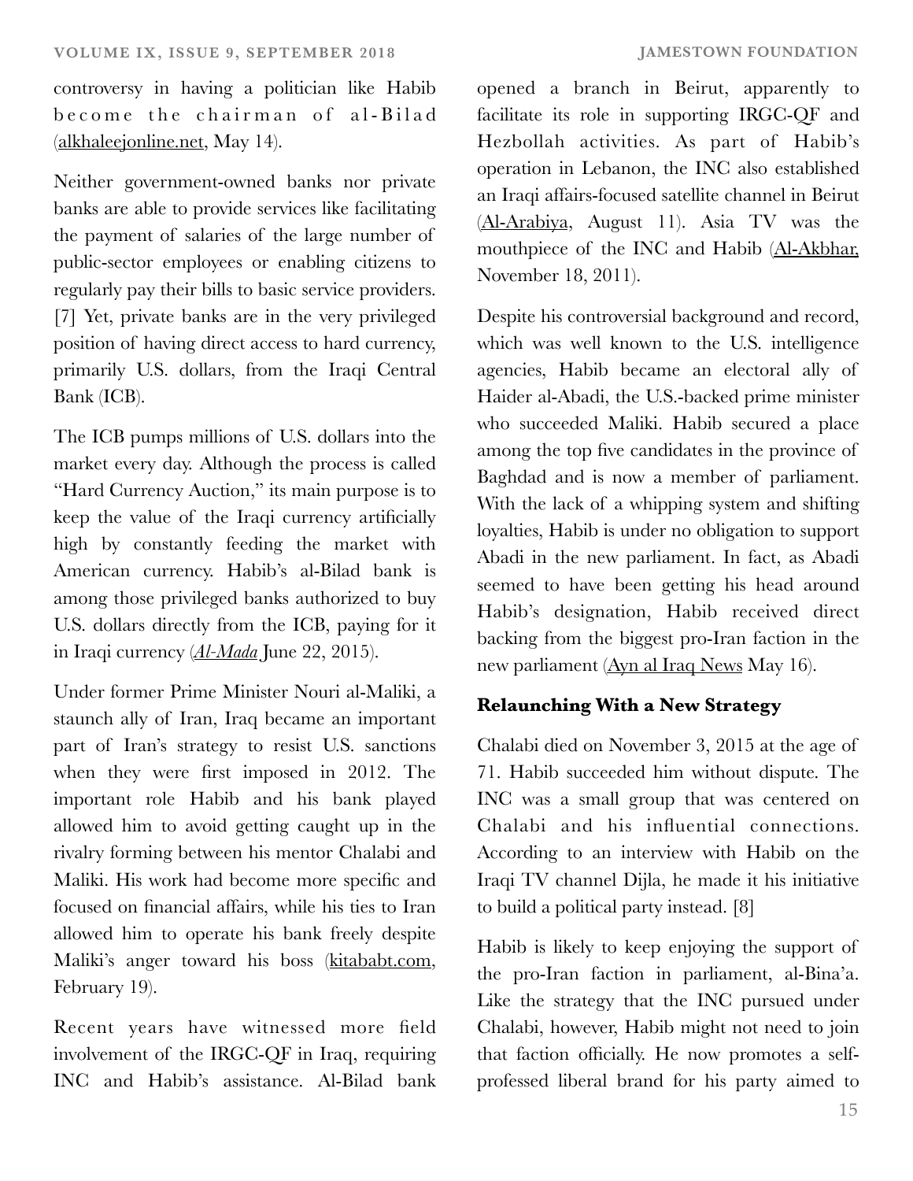controversy in having a politician like Habib become the chairman of al-Bilad (alkhaleejonline.net, May 14).

Neither government-owned banks nor private banks are able to provide services like facilitating the payment of salaries of the large number of public-sector employees or enabling citizens to regularly pay their bills to basic service providers. [7] Yet, private banks are in the very privileged position of having direct access to hard currency, primarily U.S. dollars, from the Iraqi Central Bank (ICB).

The ICB pumps millions of U.S. dollars into the market every day. Although the process is called "Hard Currency Auction," its main purpose is to keep the value of the Iraqi currency artificially high by constantly feeding the market with American currency. Habib's al-Bilad bank is among those privileged banks authorized to buy U.S. dollars directly from the ICB, paying for it in Iraqi currency (*Al-Mada* June 22, 2015).

Under former Prime Minister Nouri al-Maliki, a staunch ally of Iran, Iraq became an important part of Iran's strategy to resist U.S. sanctions when they were first imposed in 2012. The important role Habib and his bank played allowed him to avoid getting caught up in the rivalry forming between his mentor Chalabi and Maliki. His work had become more specific and focused on financial affairs, while his ties to Iran allowed him to operate his bank freely despite Maliki's anger toward his boss (kitababt.com, February 19).

Recent years have witnessed more field involvement of the IRGC-QF in Iraq, requiring INC and Habib's assistance. Al-Bilad bank opened a branch in Beirut, apparently to facilitate its role in supporting IRGC-QF and Hezbollah activities. As part of Habib's operation in Lebanon, the INC also established an Iraqi affairs-focused satellite channel in Beirut (Al-Arabiya, August 11). Asia TV was the mouthpiece of the INC and Habib (Al-Akbhar, November 18, 2011).

Despite his controversial background and record, which was well known to the U.S. intelligence agencies, Habib became an electoral ally of Haider al-Abadi, the U.S.-backed prime minister who succeeded Maliki. Habib secured a place among the top five candidates in the province of Baghdad and is now a member of parliament. With the lack of a whipping system and shifting loyalties, Habib is under no obligation to support Abadi in the new parliament. In fact, as Abadi seemed to have been getting his head around Habib's designation, Habib received direct backing from the biggest pro-Iran faction in the new parliament (Ayn al Iraq News May 16).

**Relaunching With a New Strategy**

Chalabi died on November 3, 2015 at the age of 71. Habib succeeded him without dispute. The INC was a small group that was centered on Chalabi and his influential connections. According to an interview with Habib on the Iraqi TV channel Dijla, he made it his initiative to build a political party instead. [8]

Habib is likely to keep enjoying the support of the pro-Iran faction in parliament, al-Bina'a. Like the strategy that the INC pursued under Chalabi, however, Habib might not need to join that faction officially. He now promotes a self-professed liberal brand for his party aimed to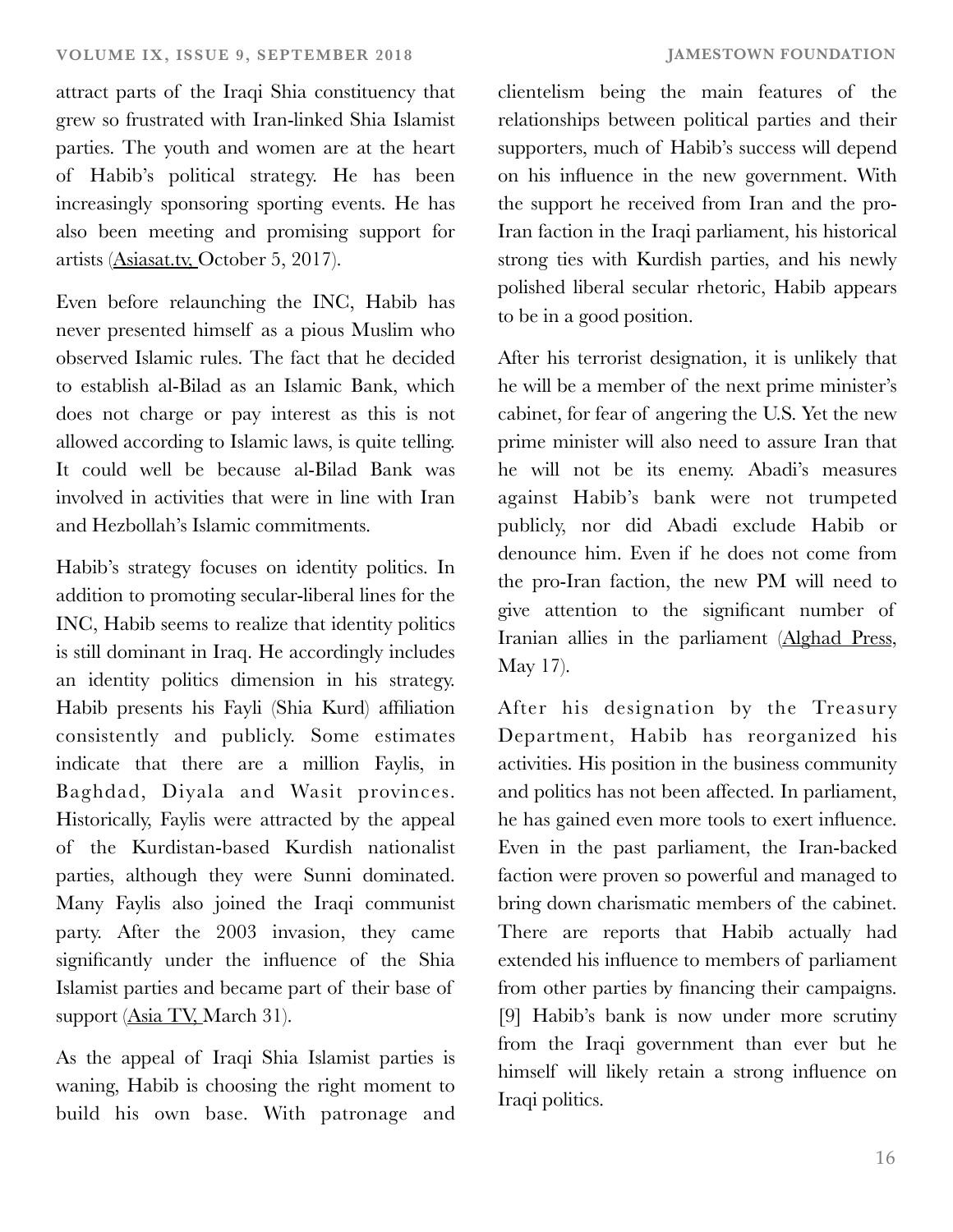attract parts of the Iraqi Shia constituency that grew so frustrated with Iran-linked Shia Islamist parties. The youth and women are at the heart of Habib's political strategy. He has been increasingly sponsoring sporting events. He has also been meeting and promising support for artists (Asiasat.tv, October 5, 2017).

Even before relaunching the INC, Habib has never presented himself as a pious Muslim who observed Islamic rules. The fact that he decided to establish al-Bilad as an Islamic Bank, which does not charge or pay interest as this is not allowed according to Islamic laws, is quite telling. It could well be because al-Bilad Bank was involved in activities that were in line with Iran and Hezbollah's Islamic commitments.

Habib's strategy focuses on identity politics. In addition to promoting secular-liberal lines for the INC, Habib seems to realize that identity politics is still dominant in Iraq. He accordingly includes an identity politics dimension in his strategy. Habib presents his Fayli (Shia Kurd) affiliation consistently and publicly. Some estimates indicate that there are a million Faylis, in Baghdad, Diyala and Wasit provinces. Historically, Faylis were attracted by the appeal of the Kurdistan-based Kurdish nationalist parties, although they were Sunni dominated. Many Faylis also joined the Iraqi communist party. After the 2003 invasion, they came significantly under the influence of the Shia Islamist parties and became part of their base of support (Asia TV, March 31).

As the appeal of Iraqi Shia Islamist parties is waning, Habib is choosing the right moment to build his own base. With patronage and clientelism being the main features of the relationships between political parties and their supporters, much of Habib's success will depend on his influence in the new government. With the support he received from Iran and the pro-Iran faction in the Iraqi parliament, his historical strong ties with Kurdish parties, and his newly polished liberal secular rhetoric, Habib appears to be in a good position.

After his terrorist designation, it is unlikely that he will be a member of the next prime minister's cabinet, for fear of angering the U.S. Yet the new prime minister will also need to assure Iran that he will not be its enemy. Abadi's measures against Habib's bank were not trumpeted publicly, nor did Abadi exclude Habib or denounce him. Even if he does not come from the pro-Iran faction, the new PM will need to give attention to the significant number of Iranian allies in the parliament (Alghad Press, May 17).

After his designation by the Treasury Department, Habib has reorganized his activities. His position in the business community and politics has not been affected. In parliament, he has gained even more tools to exert influence. Even in the past parliament, the Iran-backed faction were proven so powerful and managed to bring down charismatic members of the cabinet. There are reports that Habib actually had extended his influence to members of parliament from other parties by financing their campaigns. [9] Habib's bank is now under more scrutiny from the Iraqi government than ever but he himself will likely retain a strong influence on Iraqi politics.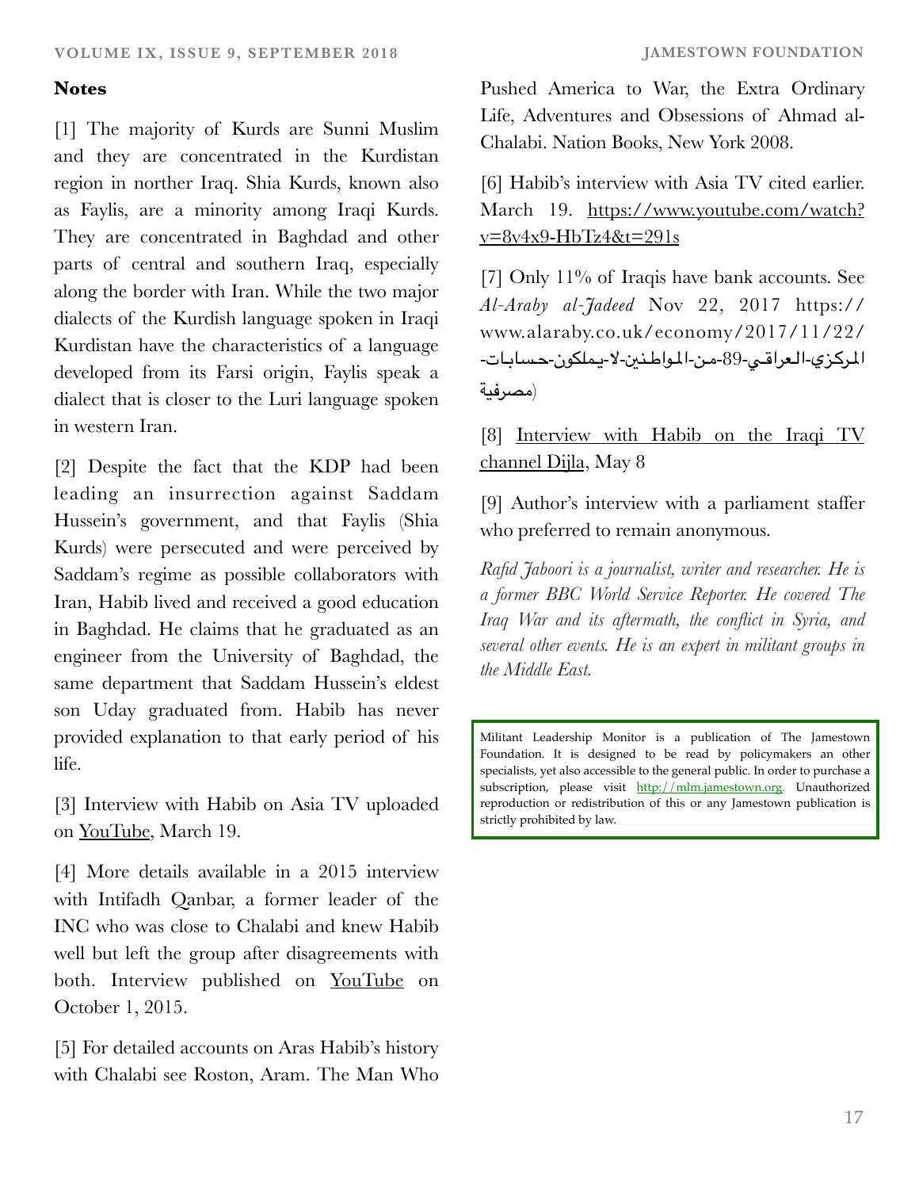### Notes

[1] The majority of Kurds are Sunni Muslim and they are concentrated in the Kurdistan region in norther Iraq. Shia Kurds, known also as Faylis, are a minority among Iraqi Kurds. They are concentrated in Baghdad and other parts of central and southern Iraq, especially along the border with Iran. While the two major dialects of the Kurdish language spoken in Iraqi Kurdistan have the characteristics of a language developed from its Farsi origin, Faylis speak a dialect that is closer to the Luri language spoken in western Iran.

[2] Despite the fact that the KDP had been leading an insurrection against Saddam Hussein's government, and that Faylis (Shia Kurds) were persecuted and were perceived by Saddam's regime as possible collaborators with Iran, Habib lived and received a good education in Baghdad. He claims that he graduated as an engineer from the University of Baghdad, the same department that Saddam Hussein's eldest son Uday graduated from. Habib has never provided explanation to that early period of his life.

[3] Interview with Habib on Asia TV uploaded on YouTube, March 19.

[4] More details available in a 2015 interview with Intifadh Qanbar, a former leader of the INC who was close to Chalabi and knew Habib well but left the group after disagreements with both. Interview published on YouTube on October 1, 2015.

[5] For detailed accounts on Aras Habib's history with Chalabi see Roston, Aram. The Man Who Pushed America to War, the Extra Ordinary Life, Adventures and Obsessions of Ahmad al-Chalabi. Nation Books, New York 2008.

[6] Habib's interview with Asia TV cited earlier. March 19. https://www.youtube.com/watch?v=8v4x9-HbTz4&t=291s

[7] Only 11% of Iraqis have bank accounts. See *Al-Araby al-Jadeed* Nov 22, 2017 https://www.alaraby.co.uk/economy/2017/11/22/المركزي-العراقي-89-من-المواطنين-لا-يملكون-حسابات-مصرفية)

[8] Interview with Habib on the Iraqi TV channel Dijla, May 8

[9] Author's interview with a parliament staffer who preferred to remain anonymous.

*Rafid Jaboori is a journalist, writer and researcher. He is a former BBC World Service Reporter. He covered The Iraq War and its aftermath, the conflict in Syria, and several other events. He is an expert in militant groups in the Middle East.*

Militant Leadership Monitor is a publication of The Jamestown Foundation. It is designed to be read by policymakers an other specialists, yet also accessible to the general public. In order to purchase a subscription, please visit http://mlm.jamestown.org. Unauthorized reproduction or redistribution of this or any Jamestown publication is strictly prohibited by law.